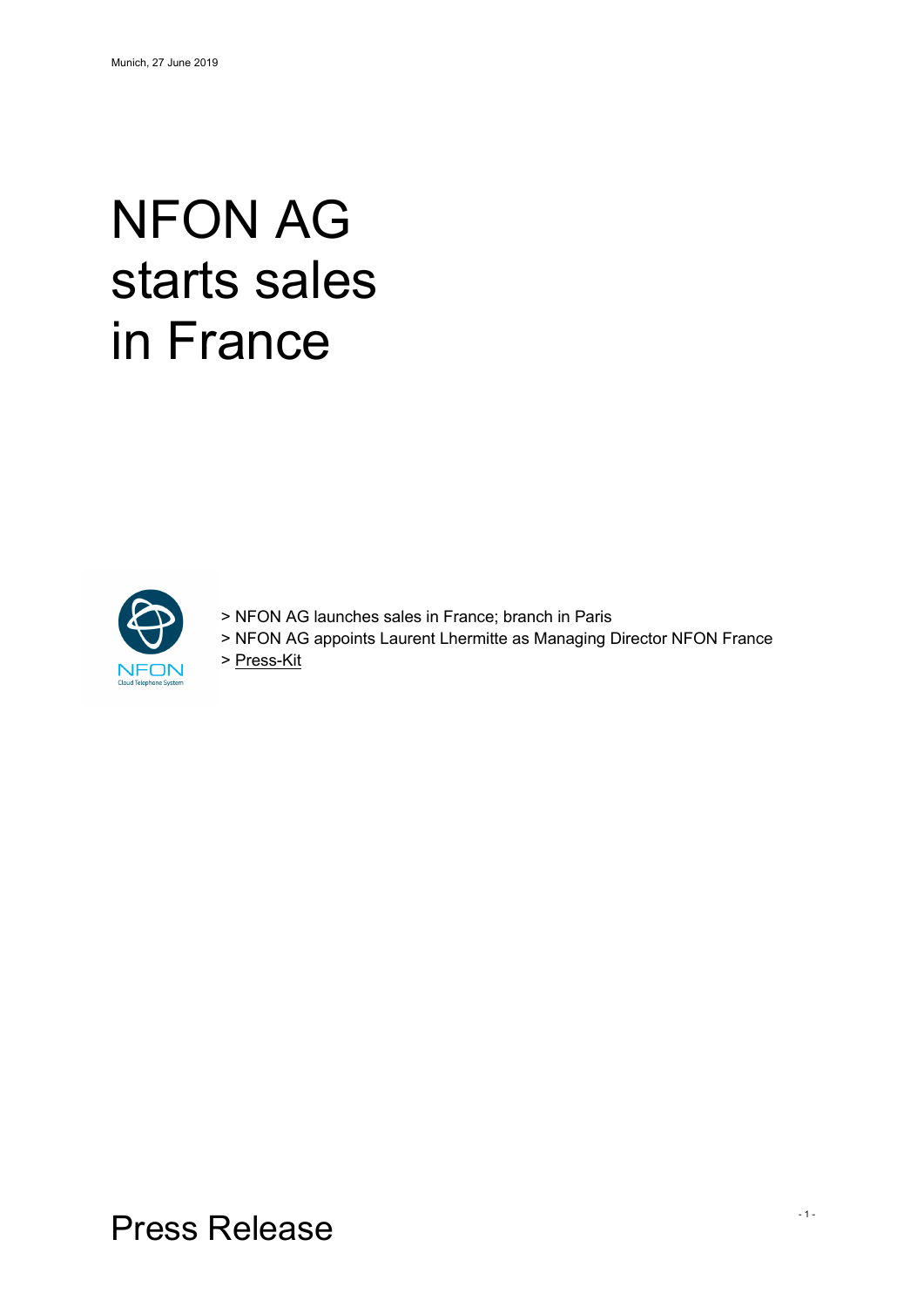Munich, 27 June 2019

# NFON AG starts sales in France

> NFON AG launches sales in France; branch in Paris
> NFON AG appoints Laurent Lhermitte as Managing Director NFON France
> Press-Kit

Press Release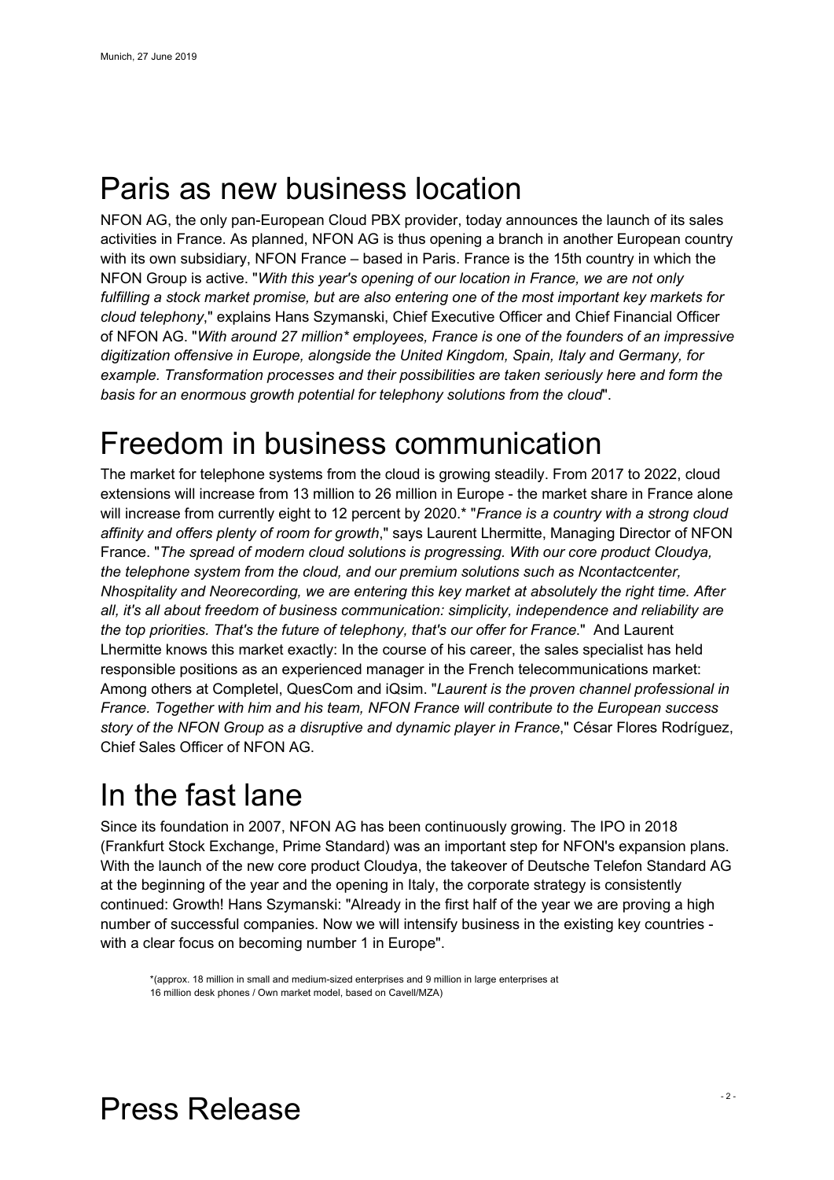Munich, 27 June 2019

## Paris as new business location

NFON AG, the only pan-European Cloud PBX provider, today announces the launch of its sales activities in France. As planned, NFON AG is thus opening a branch in another European country with its own subsidiary, NFON France – based in Paris. France is the 15th country in which the NFON Group is active. "*With this year's opening of our location in France, we are not only fulfilling a stock market promise, but are also entering one of the most important key markets for cloud telephony*," explains Hans Szymanski, Chief Executive Officer and Chief Financial Officer of NFON AG. "*With around 27 million* employees, France is one of the founders of an impressive digitization offensive in Europe, alongside the United Kingdom, Spain, Italy and Germany, for example. Transformation processes and their possibilities are taken seriously here and form the basis for an enormous growth potential for telephony solutions from the cloud*".

## Freedom in business communication

The market for telephone systems from the cloud is growing steadily. From 2017 to 2022, cloud extensions will increase from 13 million to 26 million in Europe - the market share in France alone will increase from currently eight to 12 percent by 2020.* "*France is a country with a strong cloud affinity and offers plenty of room for growth*," says Laurent Lhermitte, Managing Director of NFON France. "*The spread of modern cloud solutions is progressing. With our core product Cloudya, the telephone system from the cloud, and our premium solutions such as Ncontactcenter, Nhospitality and Neorecording, we are entering this key market at absolutely the right time. After all, it's all about freedom of business communication: simplicity, independence and reliability are the top priorities. That's the future of telephony, that's our offer for France*." And Laurent Lhermitte knows this market exactly: In the course of his career, the sales specialist has held responsible positions as an experienced manager in the French telecommunications market: Among others at Completel, QuesCom and iQsim. "*Laurent is the proven channel professional in France. Together with him and his team, NFON France will contribute to the European success story of the NFON Group as a disruptive and dynamic player in France*," César Flores Rodríguez, Chief Sales Officer of NFON AG.

## In the fast lane

Since its foundation in 2007, NFON AG has been continuously growing. The IPO in 2018 (Frankfurt Stock Exchange, Prime Standard) was an important step for NFON's expansion plans. With the launch of the new core product Cloudya, the takeover of Deutsche Telefon Standard AG at the beginning of the year and the opening in Italy, the corporate strategy is consistently continued: Growth! Hans Szymanski: "Already in the first half of the year we are proving a high number of successful companies. Now we will intensify business in the existing key countries - with a clear focus on becoming number 1 in Europe".

*(approx. 18 million in small and medium-sized enterprises and 9 million in large enterprises at 16 million desk phones / Own market model, based on Cavell/MZA)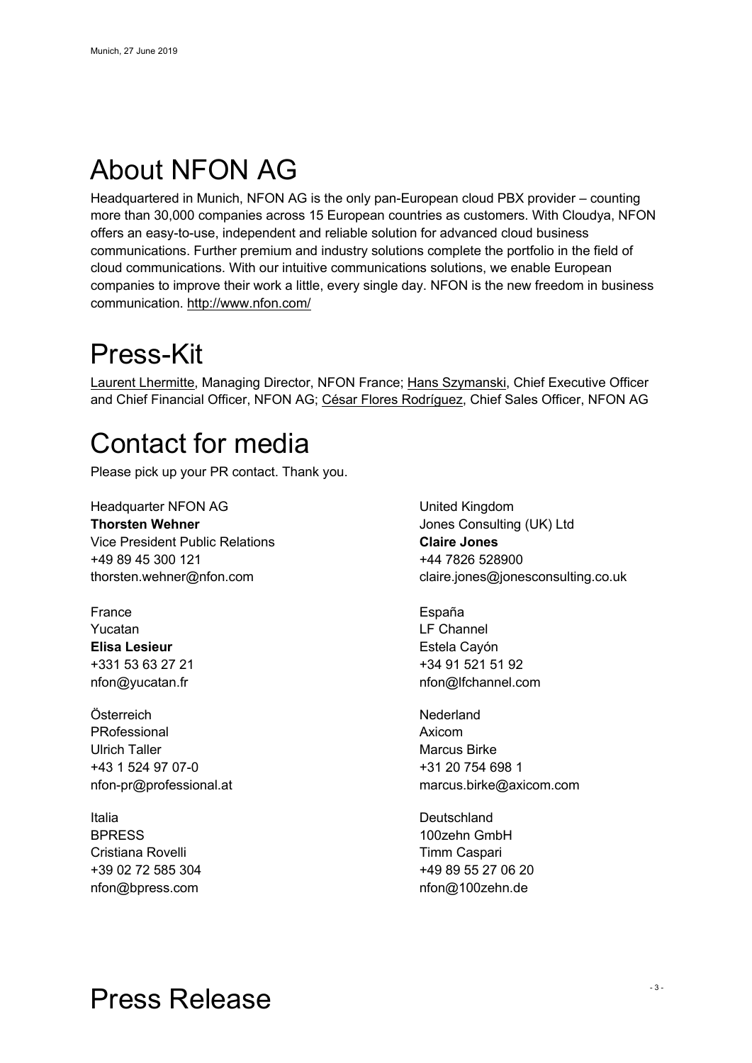Munich, 27 June 2019

# About NFON AG

Headquartered in Munich, NFON AG is the only pan-European cloud PBX provider – counting more than 30,000 companies across 15 European countries as customers. With Cloudya, NFON offers an easy-to-use, independent and reliable solution for advanced cloud business communications. Further premium and industry solutions complete the portfolio in the field of cloud communications. With our intuitive communications solutions, we enable European companies to improve their work a little, every single day. NFON is the new freedom in business communication. http://www.nfon.com/

# Press-Kit

Laurent Lhermitte, Managing Director, NFON France; Hans Szymanski, Chief Executive Officer and Chief Financial Officer, NFON AG; César Flores Rodríguez, Chief Sales Officer, NFON AG

# Contact for media

Please pick up your PR contact. Thank you.

Headquarter NFON AG
**Thorsten Wehner**
Vice President Public Relations
+49 89 45 300 121
thorsten.wehner@nfon.com

France
Yucatan
**Elisa Lesieur**
+331 53 63 27 21
nfon@yucatan.fr

Österreich
PRofessional
Ulrich Taller
+43 1 524 97 07-0
nfon-pr@professional.at

Italia
BPRESS
Cristiana Rovelli
+39 02 72 585 304
nfon@bpress.com

United Kingdom
Jones Consulting (UK) Ltd
**Claire Jones**
+44 7826 528900
claire.jones@jonesconsulting.co.uk

España
LF Channel
Estela Cayón
+34 91 521 51 92
nfon@lfchannel.com

Nederland
Axicom
Marcus Birke
+31 20 754 698 1
marcus.birke@axicom.com

Deutschland
100zehn GmbH
Timm Caspari
+49 89 55 27 06 20
nfon@100zehn.de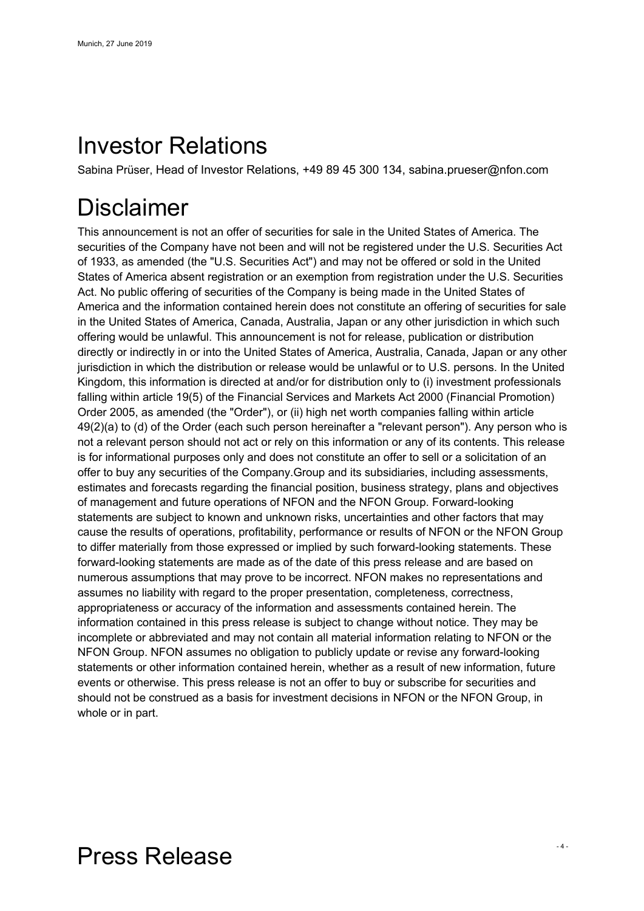# Investor Relations

Sabina Prüser, Head of Investor Relations, +49 89 45 300 134, sabina.prueser@nfon.com

# Disclaimer

This announcement is not an offer of securities for sale in the United States of America. The securities of the Company have not been and will not be registered under the U.S. Securities Act of 1933, as amended (the "U.S. Securities Act") and may not be offered or sold in the United States of America absent registration or an exemption from registration under the U.S. Securities Act. No public offering of securities of the Company is being made in the United States of America and the information contained herein does not constitute an offering of securities for sale in the United States of America, Canada, Australia, Japan or any other jurisdiction in which such offering would be unlawful. This announcement is not for release, publication or distribution directly or indirectly in or into the United States of America, Australia, Canada, Japan or any other jurisdiction in which the distribution or release would be unlawful or to U.S. persons. In the United Kingdom, this information is directed at and/or for distribution only to (i) investment professionals falling within article 19(5) of the Financial Services and Markets Act 2000 (Financial Promotion) Order 2005, as amended (the "Order"), or (ii) high net worth companies falling within article 49(2)(a) to (d) of the Order (each such person hereinafter a "relevant person"). Any person who is not a relevant person should not act or rely on this information or any of its contents. This release is for informational purposes only and does not constitute an offer to sell or a solicitation of an offer to buy any securities of the Company.Group and its subsidiaries, including assessments, estimates and forecasts regarding the financial position, business strategy, plans and objectives of management and future operations of NFON and the NFON Group. Forward-looking statements are subject to known and unknown risks, uncertainties and other factors that may cause the results of operations, profitability, performance or results of NFON or the NFON Group to differ materially from those expressed or implied by such forward-looking statements. These forward-looking statements are made as of the date of this press release and are based on numerous assumptions that may prove to be incorrect. NFON makes no representations and assumes no liability with regard to the proper presentation, completeness, correctness, appropriateness or accuracy of the information and assessments contained herein. The information contained in this press release is subject to change without notice. They may be incomplete or abbreviated and may not contain all material information relating to NFON or the NFON Group. NFON assumes no obligation to publicly update or revise any forward-looking statements or other information contained herein, whether as a result of new information, future events or otherwise. This press release is not an offer to buy or subscribe for securities and should not be construed as a basis for investment decisions in NFON or the NFON Group, in whole or in part.